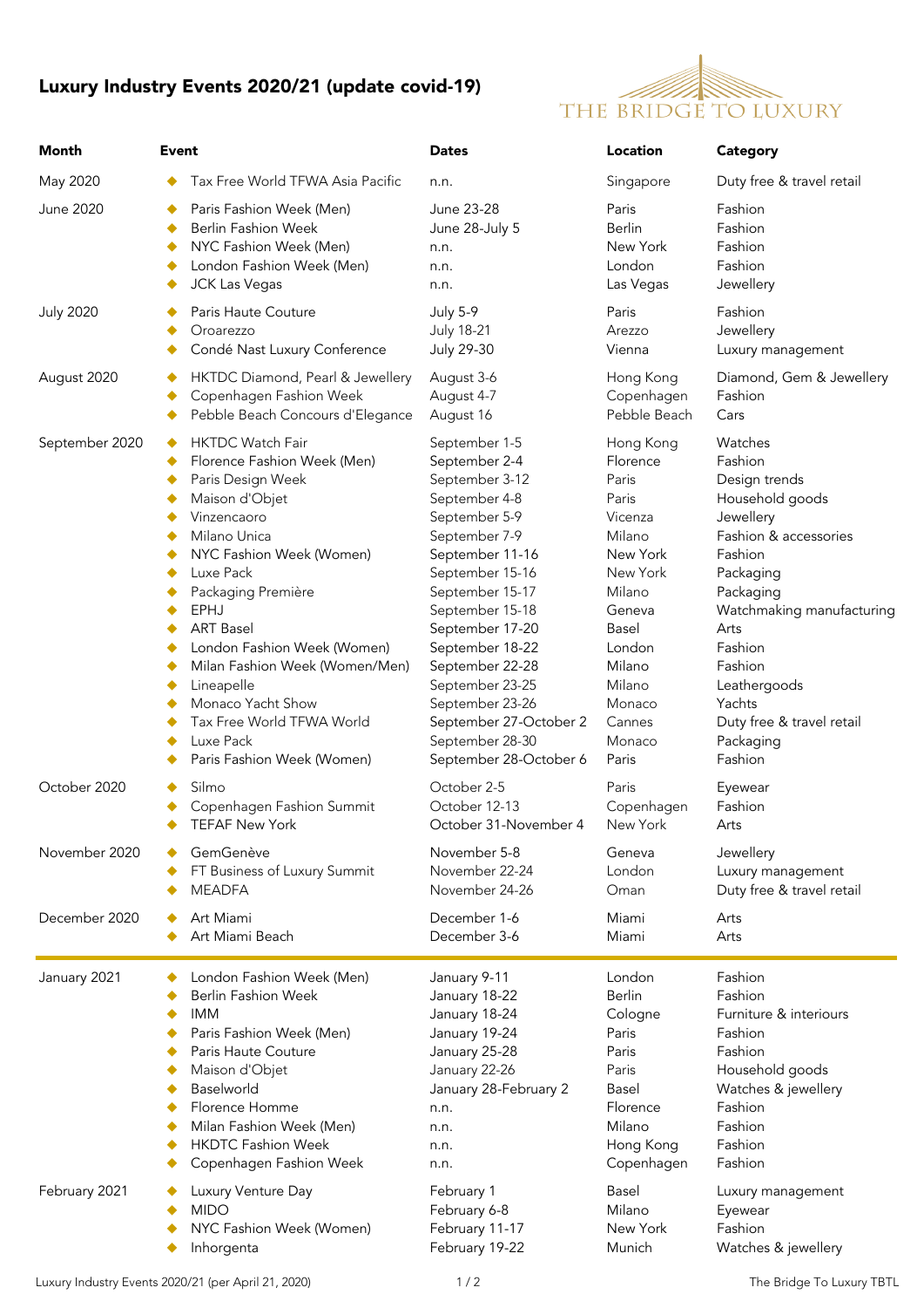# Luxury Industry Events 2020/21 (update covid-19)

THE BRIDGE TO LUXURY

| Month | Event | Dates | Location | Category |
|---|---|---|---|---|
| May 2020 | Tax Free World TFWA Asia Pacific | n.n. | Singapore | Duty free & travel retail |
| June 2020 | Paris Fashion Week (Men) | June 23-28 | Paris | Fashion |
| | Berlin Fashion Week | June 28-July 5 | Berlin | Fashion |
| | NYC Fashion Week (Men) | n.n. | New York | Fashion |
| | London Fashion Week (Men) | n.n. | London | Fashion |
| | JCK Las Vegas | n.n. | Las Vegas | Jewellery |
| July 2020 | Paris Haute Couture | July 5-9 | Paris | Fashion |
| | Oroarezzo | July 18-21 | Arezzo | Jewellery |
| | Condé Nast Luxury Conference | July 29-30 | Vienna | Luxury management |
| August 2020 | HKTDC Diamond, Pearl & Jewellery | August 3-6 | Hong Kong | Diamond, Gem & Jewellery |
| | Copenhagen Fashion Week | August 4-7 | Copenhagen | Fashion |
| | Pebble Beach Concours d'Elegance | August 16 | Pebble Beach | Cars |
| September 2020 | HKTDC Watch Fair | September 1-5 | Hong Kong | Watches |
| | Florence Fashion Week (Men) | September 2-4 | Florence | Fashion |
| | Paris Design Week | September 3-12 | Paris | Design trends |
| | Maison d'Objet | September 4-8 | Paris | Household goods |
| | Vinzencaoro | September 5-9 | Vicenza | Jewellery |
| | Milano Unica | September 7-9 | Milano | Fashion & accessories |
| | NYC Fashion Week (Women) | September 11-16 | New York | Fashion |
| | Luxe Pack | September 15-16 | New York | Packaging |
| | Packaging Première | September 15-17 | Milano | Packaging |
| | EPHJ | September 15-18 | Geneva | Watchmaking manufacturing |
| | ART Basel | September 17-20 | Basel | Arts |
| | London Fashion Week (Women) | September 18-22 | London | Fashion |
| | Milan Fashion Week (Women/Men) | September 22-28 | Milano | Fashion |
| | Lineapelle | September 23-25 | Milano | Leathergoods |
| | Monaco Yacht Show | September 23-26 | Monaco | Yachts |
| | Tax Free World TFWA World | September 27-October 2 | Cannes | Duty free & travel retail |
| | Luxe Pack | September 28-30 | Monaco | Packaging |
| | Paris Fashion Week (Women) | September 28-October 6 | Paris | Fashion |
| October 2020 | Silmo | October 2-5 | Paris | Eyewear |
| | Copenhagen Fashion Summit | October 12-13 | Copenhagen | Fashion |
| | TEFAF New York | October 31-November 4 | New York | Arts |
| November 2020 | GemGenève | November 5-8 | Geneva | Jewellery |
| | FT Business of Luxury Summit | November 22-24 | London | Luxury management |
| | MEADFA | November 24-26 | Oman | Duty free & travel retail |
| December 2020 | Art Miami | December 1-6 | Miami | Arts |
| | Art Miami Beach | December 3-6 | Miami | Arts |
| January 2021 | London Fashion Week (Men) | January 9-11 | London | Fashion |
| | Berlin Fashion Week | January 18-22 | Berlin | Fashion |
| | IMM | January 18-24 | Cologne | Furniture & interiours |
| | Paris Fashion Week (Men) | January 19-24 | Paris | Fashion |
| | Paris Haute Couture | January 25-28 | Paris | Fashion |
| | Maison d'Objet | January 22-26 | Paris | Household goods |
| | Baselworld | January 28-February 2 | Basel | Watches & jewellery |
| | Florence Homme | n.n. | Florence | Fashion |
| | Milan Fashion Week (Men) | n.n. | Milano | Fashion |
| | HKDTC Fashion Week | n.n. | Hong Kong | Fashion |
| | Copenhagen Fashion Week | n.n. | Copenhagen | Fashion |
| February 2021 | Luxury Venture Day | February 1 | Basel | Luxury management |
| | MIDO | February 6-8 | Milano | Eyewear |
| | NYC Fashion Week (Women) | February 11-17 | New York | Fashion |
| | Inhorgenta | February 19-22 | Munich | Watches & jewellery |

Luxury Industry Events 2020/21 (per April 21, 2020)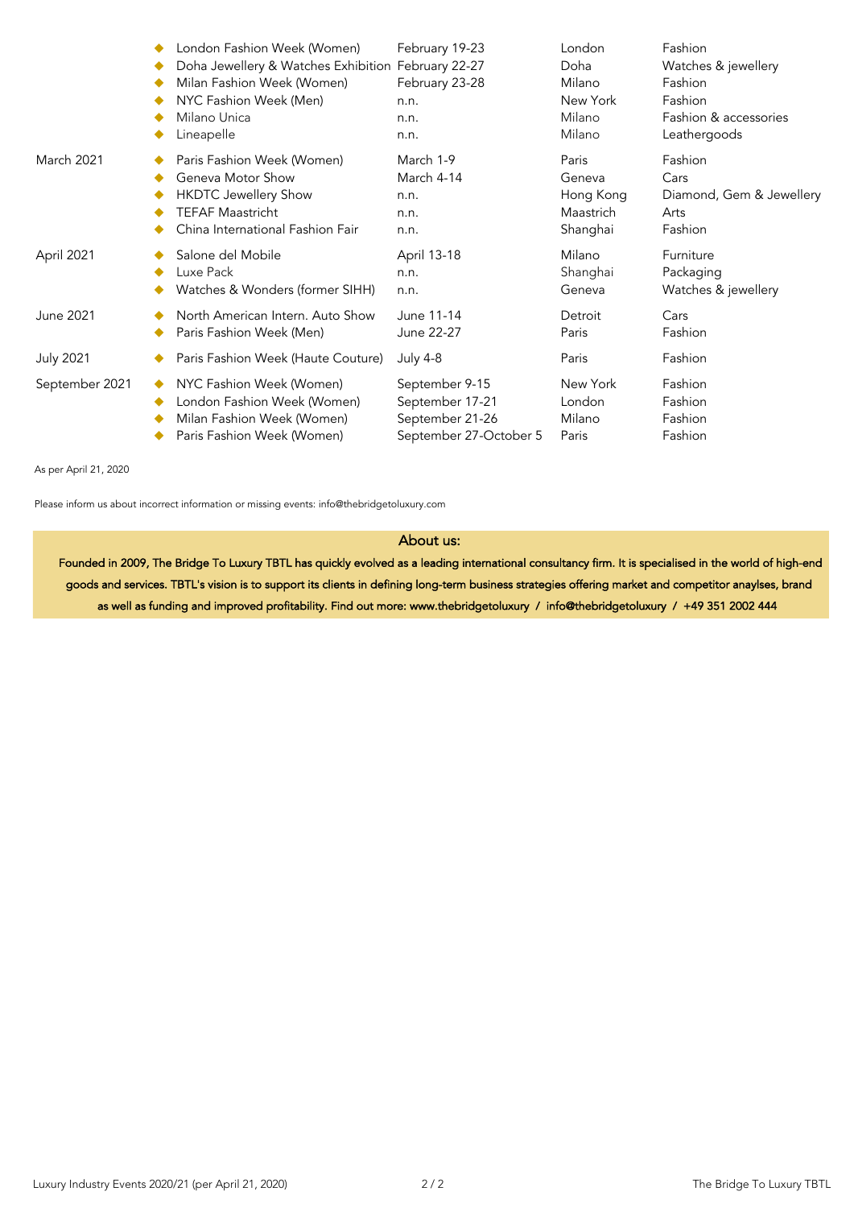| | | | | |
|---|---|---|---|---|
| | London Fashion Week (Women) | February 19-23 | London | Fashion |
| | Doha Jewellery & Watches Exhibition | February 22-27 | Doha | Watches & jewellery |
| | Milan Fashion Week (Women) | February 23-28 | Milano | Fashion |
| | NYC Fashion Week (Men) | n.n. | New York | Fashion |
| | Milano Unica | n.n. | Milano | Fashion & accessories |
| | Lineapelle | n.n. | Milano | Leathergoods |
| March 2021 | Paris Fashion Week (Women) | March 1-9 | Paris | Fashion |
| | Geneva Motor Show | March 4-14 | Geneva | Cars |
| | HKDTC Jewellery Show | n.n. | Hong Kong | Diamond, Gem & Jewellery |
| | TEFAF Maastricht | n.n. | Maastrich | Arts |
| | China International Fashion Fair | n.n. | Shanghai | Fashion |
| April 2021 | Salone del Mobile | April 13-18 | Milano | Furniture |
| | Luxe Pack | n.n. | Shanghai | Packaging |
| | Watches & Wonders (former SIHH) | n.n. | Geneva | Watches & jewellery |
| June 2021 | North American Intern. Auto Show | June 11-14 | Detroit | Cars |
| | Paris Fashion Week (Men) | June 22-27 | Paris | Fashion |
| July 2021 | Paris Fashion Week (Haute Couture) | July 4-8 | Paris | Fashion |
| September 2021 | NYC Fashion Week (Women) | September 9-15 | New York | Fashion |
| | London Fashion Week (Women) | September 17-21 | London | Fashion |
| | Milan Fashion Week (Women) | September 21-26 | Milano | Fashion |
| | Paris Fashion Week (Women) | September 27-October 5 | Paris | Fashion |

As per April 21, 2020

Please inform us about incorrect information or missing events: info@thebridgetoluxury.com

## About us:

Founded in 2009, The Bridge To Luxury TBTL has quickly evolved as a leading international consultancy firm. It is specialised in the world of high-end goods and services. TBTL's vision is to support its clients in defining long-term business strategies offering market and competitor anaylses, brand as well as funding and improved profitability. Find out more: www.thebridgetoluxury / info@thebridgetoluxury / +49 351 2002 444